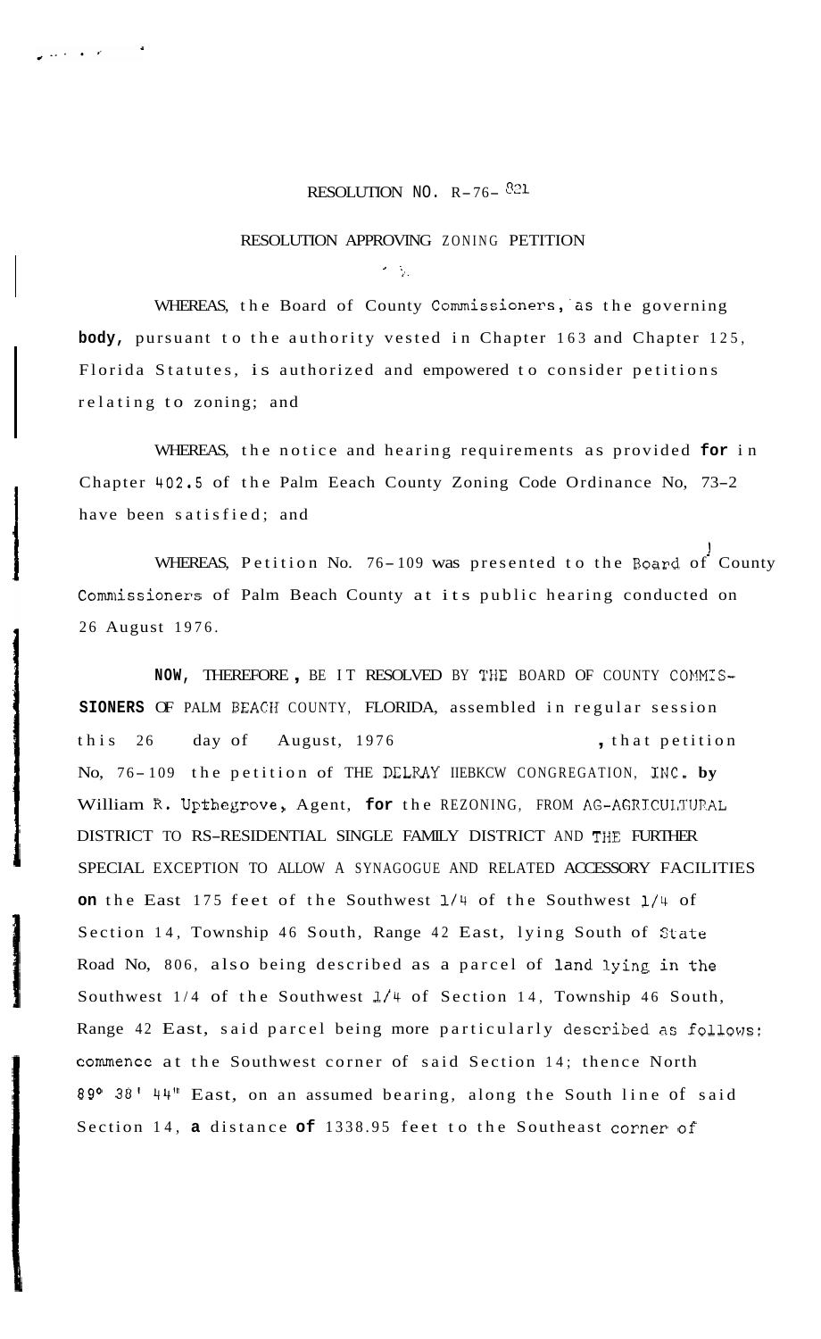RESOLUTION NO. R-76- 821

RESOLUTION APPROVING ZONING PETITION

WHEREAS, the Board of County Commissioners, as the governing **body,** pursuant to the authority vested in Chapter 163 and Chapter 125, Florida Statutes, is authorized and empowered to consider petitions relating to zoning; and

WHEREAS, the notice and hearing requirements as provided **for** in Chapter 402.5 of the Palm Eeach County Zoning Code Ordinance No, 73-2 have been satisfied; and

WHEREAS, Petition No. 76-109 was presented to the Board of County Commissioners of Palm Beach County at its public hearing conducted on 26 August 1976.

**NOW,** THEREFORE, BE IT RESOLVED BY THE BOARD OF COUNTY COMMIS- **SIONERS** OF PALM BEACH COUNTY, FLORIDA, assembled in regular session this 26 day of August, 1976, that petition No, 76-109 the petition of THE DELRAY HEBREW CONGREGATION, INC. **by** William R. Upthegrove, Agent, **for** the REZONING, FROM AG-AGRICULTURAL DISTRICT TO RS-RESIDENTIAL SINGLE FAMILY DISTRICT AND THE FURTHER SPECIAL EXCEPTION TO ALLOW A SYNAGOGUE AND RELATED ACCESSORY FACILITIES **on** the East 175 feet of the Southwest 1/4 of the Southwest 1/4 of Section 14, Township 46 South, Range 42 East, lying South of State Road No, 806, also being described as a parcel of land lying in the Southwest 1/4 of the Southwest 1/4 of Section 14, Township 46 South, Range 42 East, said parcel being more particularly described as follows: commence at the Southwest corner of said Section 14; thence North 89° 38' 44" East, on an assumed bearing, along the South line of said Section 14, **a** distance **of** 1338.95 feet to the Southeast corner of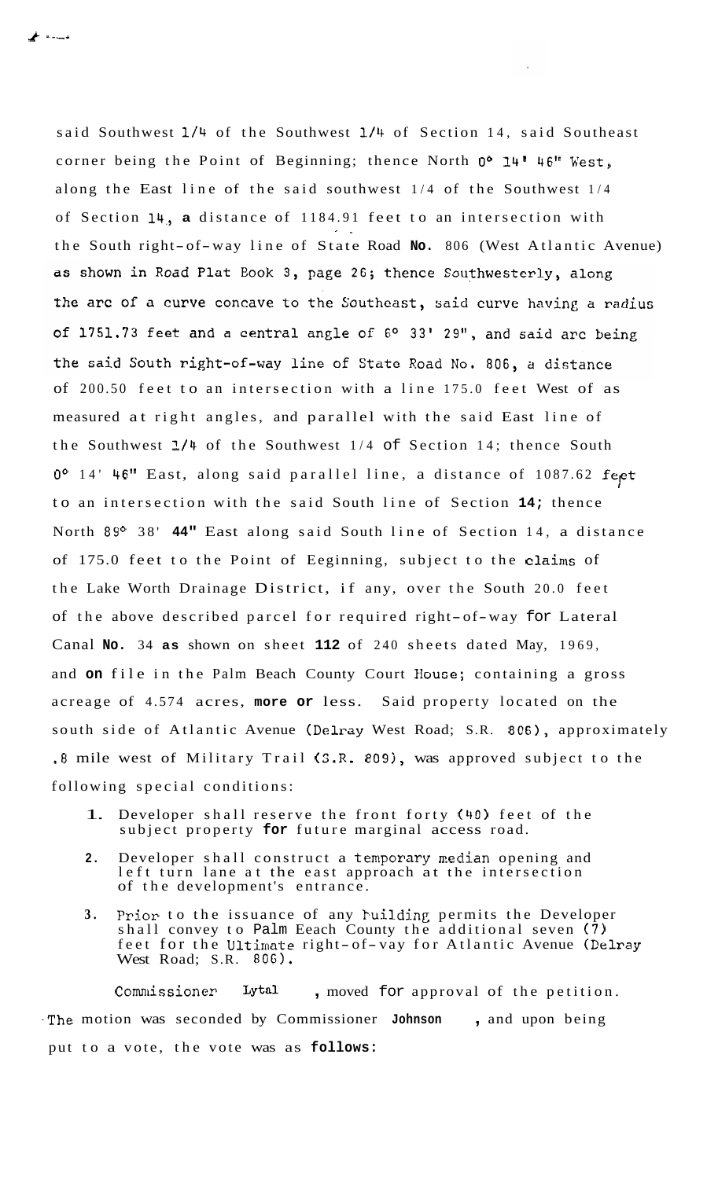said Southwest 1/4 of the Southwest 1/4 of Section 14, said Southeast corner being the Point of Beginning; thence North 0° 14' 46" West, along the East line of the said southwest 1/4 of the Southwest 1/4 of Section 14, a distance of 1184.91 feet to an intersection with the South right-of-way line of State Road No. 806 (West Atlantic Avenue) as shown in Road Plat Book 3, page 26; thence Southwesterly, along the arc of a curve concave to the Southeast, said curve having a radius of 1751.73 feet and a central angle of 6° 33' 29", and said arc being the said South right-of-way line of State Road No. 806, a distance of 200.50 feet to an intersection with a line 175.0 feet West of as measured at right angles, and parallel with the said East line of the Southwest 1/4 of the Southwest 1/4 of Section 14; thence South 0° 14' 46" East, along said parallel line, a distance of 1087.62 feet to an intersection with the said South line of Section 14; thence North 89° 38' 44" East along said South line of Section 14, a distance of 175.0 feet to the Point of Beginning, subject to the claims of the Lake Worth Drainage District, if any, over the South 20.0 feet of the above described parcel for required right-of-way for Lateral Canal No. 34 as shown on sheet 112 of 240 sheets dated May, 1969, and on file in the Palm Beach County Court House; containing a gross acreage of 4.574 acres, more or less. Said property located on the south side of Atlantic Avenue (Delray West Road; S.R. 806), approximately .8 mile west of Military Trail (S.R. 809), was approved subject to the following special conditions:

1. Developer shall reserve the front forty (40) feet of the subject property for future marginal access road.
2. Developer shall construct a temporary median opening and left turn lane at the east approach at the intersection of the development's entrance.
3. Prior to the issuance of any building permits the Developer shall convey to Palm Beach County the additional seven (7) feet for the Ultimate right-of-way for Atlantic Avenue (Delray West Road; S.R. 806).

Commissioner Lytal, moved for approval of the petition. The motion was seconded by Commissioner Johnson, and upon being put to a vote, the vote was as follows: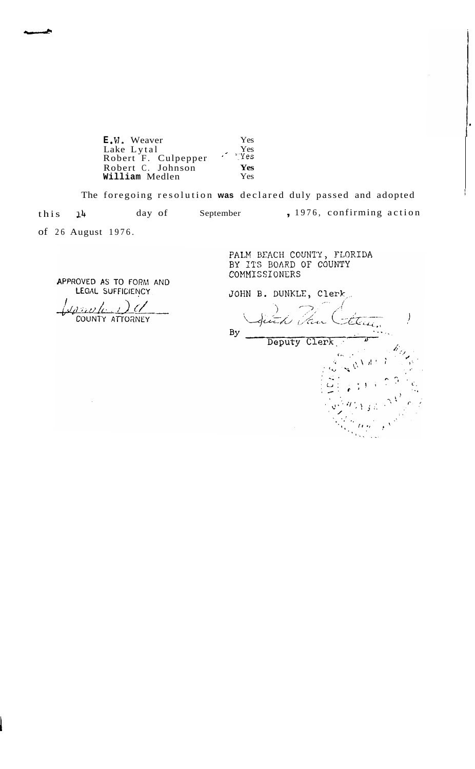| | |
|---|---|
| E.W. Weaver | Yes |
| Lake Lytal | Yes |
| Robert F. Culpepper | Yes |
| Robert C. Johnson | Yes |
| William Medlen | Yes |

The foregoing resolution was declared duly passed and adopted this 14 day of September, 1976, confirming action of 26 August 1976.

APPROVED AS TO FORM AND LEGAL SUFFICIENCY

COUNTY ATTORNEY

PALM BEACH COUNTY, FLORIDA
BY ITS BOARD OF COUNTY COMMISSIONERS

JOHN B. DUNKLE, Clerk

By ______________________
Deputy Clerk